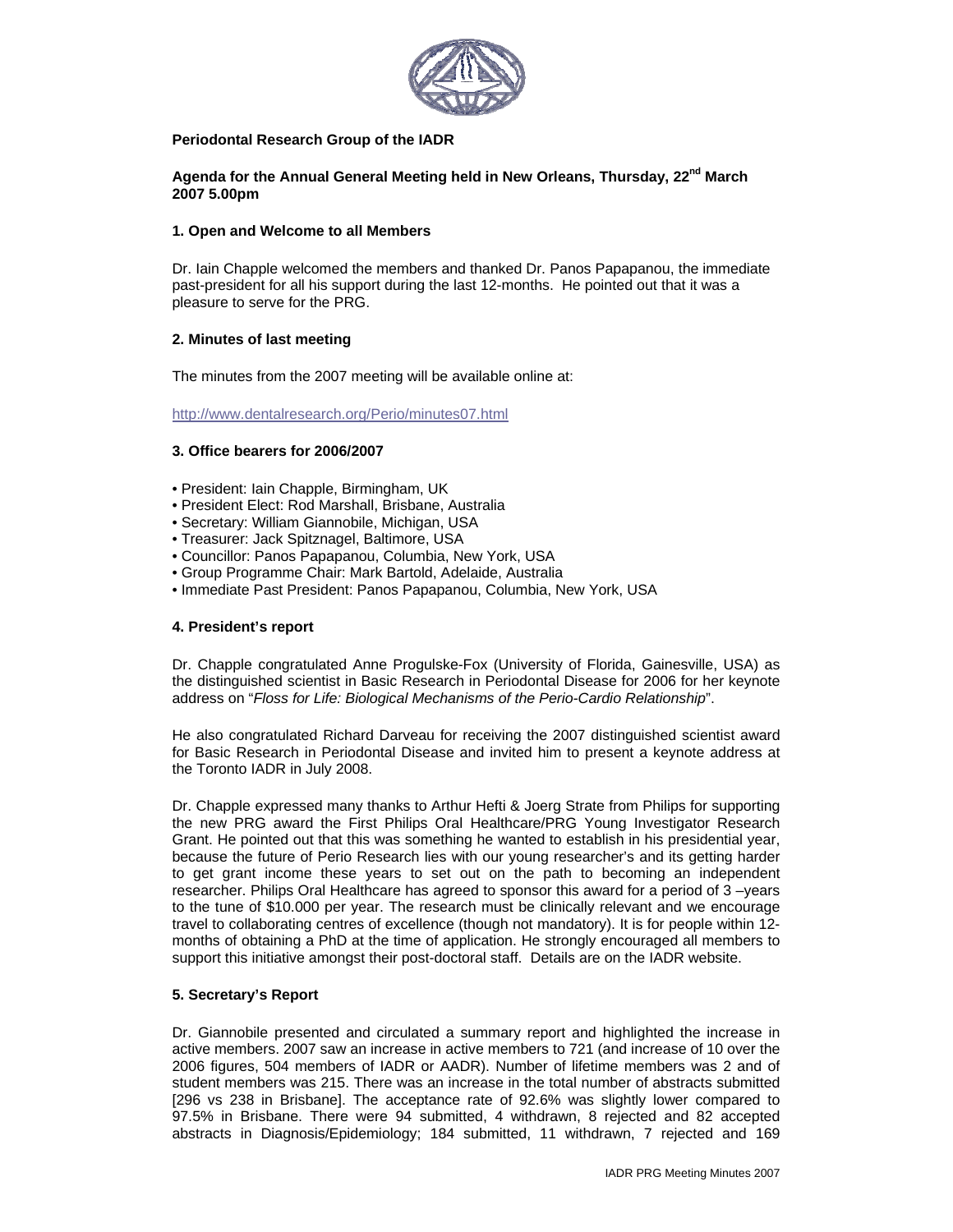**Periodontal Research Group of the IADR**

**Agenda for the Annual General Meeting held in New Orleans, Thursday, 22nd March 2007 5.00pm**

**1. Open and Welcome to all Members**

Dr. Iain Chapple welcomed the members and thanked Dr. Panos Papapanou, the immediate past-president for all his support during the last 12-months. He pointed out that it was a pleasure to serve for the PRG.

**2. Minutes of last meeting**

The minutes from the 2007 meeting will be available online at:

http://www.dentalresearch.org/Perio/minutes07.html

**3. Office bearers for 2006/2007**

- President: Iain Chapple, Birmingham, UK
- President Elect: Rod Marshall, Brisbane, Australia
- Secretary: William Giannobile, Michigan, USA
- Treasurer: Jack Spitznagel, Baltimore, USA
- Councillor: Panos Papapanou, Columbia, New York, USA
- Group Programme Chair: Mark Bartold, Adelaide, Australia
- Immediate Past President: Panos Papapanou, Columbia, New York, USA

**4. President's report**

Dr. Chapple congratulated Anne Progulske-Fox (University of Florida, Gainesville, USA) as the distinguished scientist in Basic Research in Periodontal Disease for 2006 for her keynote address on "*Floss for Life: Biological Mechanisms of the Perio-Cardio Relationship*".

He also congratulated Richard Darveau for receiving the 2007 distinguished scientist award for Basic Research in Periodontal Disease and invited him to present a keynote address at the Toronto IADR in July 2008.

Dr. Chapple expressed many thanks to Arthur Hefti & Joerg Strate from Philips for supporting the new PRG award the First Philips Oral Healthcare/PRG Young Investigator Research Grant. He pointed out that this was something he wanted to establish in his presidential year, because the future of Perio Research lies with our young researcher's and its getting harder to get grant income these years to set out on the path to becoming an independent researcher. Philips Oral Healthcare has agreed to sponsor this award for a period of 3 –years to the tune of $10.000 per year. The research must be clinically relevant and we encourage travel to collaborating centres of excellence (though not mandatory). It is for people within 12-months of obtaining a PhD at the time of application. He strongly encouraged all members to support this initiative amongst their post-doctoral staff. Details are on the IADR website.

**5. Secretary's Report**

Dr. Giannobile presented and circulated a summary report and highlighted the increase in active members. 2007 saw an increase in active members to 721 (and increase of 10 over the 2006 figures, 504 members of IADR or AADR). Number of lifetime members was 2 and of student members was 215. There was an increase in the total number of abstracts submitted [296 vs 238 in Brisbane]. The acceptance rate of 92.6% was slightly lower compared to 97.5% in Brisbane. There were 94 submitted, 4 withdrawn, 8 rejected and 82 accepted abstracts in Diagnosis/Epidemiology; 184 submitted, 11 withdrawn, 7 rejected and 169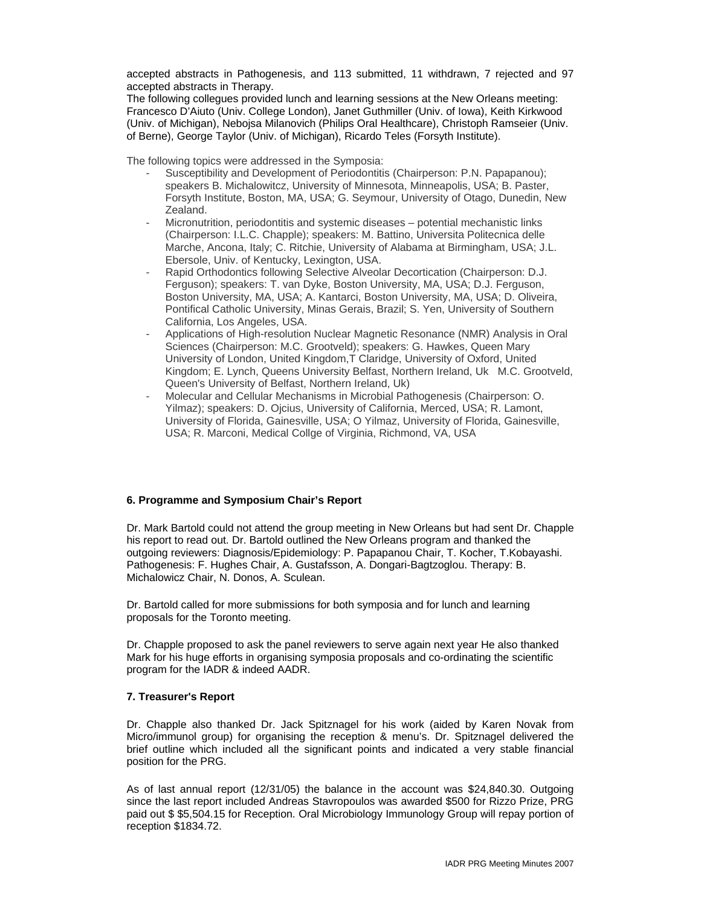accepted abstracts in Pathogenesis, and 113 submitted, 11 withdrawn, 7 rejected and 97 accepted abstracts in Therapy.

The following collegues provided lunch and learning sessions at the New Orleans meeting: Francesco D'Aiuto (Univ. College London), Janet Guthmiller (Univ. of Iowa), Keith Kirkwood (Univ. of Michigan), Nebojsa Milanovich (Philips Oral Healthcare), Christoph Ramseier (Univ. of Berne), George Taylor (Univ. of Michigan), Ricardo Teles (Forsyth Institute).

The following topics were addressed in the Symposia:

- Susceptibility and Development of Periodontitis (Chairperson: P.N. Papapanou); speakers B. Michalowitcz, University of Minnesota, Minneapolis, USA; B. Paster, Forsyth Institute, Boston, MA, USA; G. Seymour, University of Otago, Dunedin, New Zealand.
- Micronutrition, periodontitis and systemic diseases – potential mechanistic links (Chairperson: I.L.C. Chapple); speakers: M. Battino, Universita Politecnica delle Marche, Ancona, Italy; C. Ritchie, University of Alabama at Birmingham, USA; J.L. Ebersole, Univ. of Kentucky, Lexington, USA.
- Rapid Orthodontics following Selective Alveolar Decortication (Chairperson: D.J. Ferguson); speakers: T. van Dyke, Boston University, MA, USA; D.J. Ferguson, Boston University, MA, USA; A. Kantarci, Boston University, MA, USA; D. Oliveira, Pontifical Catholic University, Minas Gerais, Brazil; S. Yen, University of Southern California, Los Angeles, USA.
- Applications of High-resolution Nuclear Magnetic Resonance (NMR) Analysis in Oral Sciences (Chairperson: M.C. Grootveld); speakers: G. Hawkes, Queen Mary University of London, United Kingdom,T Claridge, University of Oxford, United Kingdom; E. Lynch, Queens University Belfast, Northern Ireland, Uk M.C. Grootveld, Queen's University of Belfast, Northern Ireland, Uk)
- Molecular and Cellular Mechanisms in Microbial Pathogenesis (Chairperson: O. Yilmaz); speakers: D. Ojcius, University of California, Merced, USA; R. Lamont, University of Florida, Gainesville, USA; O Yilmaz, University of Florida, Gainesville, USA; R. Marconi, Medical Collge of Virginia, Richmond, VA, USA

**6. Programme and Symposium Chair's Report**

Dr. Mark Bartold could not attend the group meeting in New Orleans but had sent Dr. Chapple his report to read out. Dr. Bartold outlined the New Orleans program and thanked the outgoing reviewers: Diagnosis/Epidemiology: P. Papapanou Chair, T. Kocher, T.Kobayashi. Pathogenesis: F. Hughes Chair, A. Gustafsson, A. Dongari-Bagtzoglou. Therapy: B. Michalowicz Chair, N. Donos, A. Sculean.

Dr. Bartold called for more submissions for both symposia and for lunch and learning proposals for the Toronto meeting.

Dr. Chapple proposed to ask the panel reviewers to serve again next year He also thanked Mark for his huge efforts in organising symposia proposals and co-ordinating the scientific program for the IADR & indeed AADR.

**7. Treasurer's Report**

Dr. Chapple also thanked Dr. Jack Spitznagel for his work (aided by Karen Novak from Micro/immunol group) for organising the reception & menu's. Dr. Spitznagel delivered the brief outline which included all the significant points and indicated a very stable financial position for the PRG.

As of last annual report (12/31/05) the balance in the account was $24,840.30. Outgoing since the last report included Andreas Stavropoulos was awarded $500 for Rizzo Prize, PRG paid out $ $5,504.15 for Reception. Oral Microbiology Immunology Group will repay portion of reception $1834.72.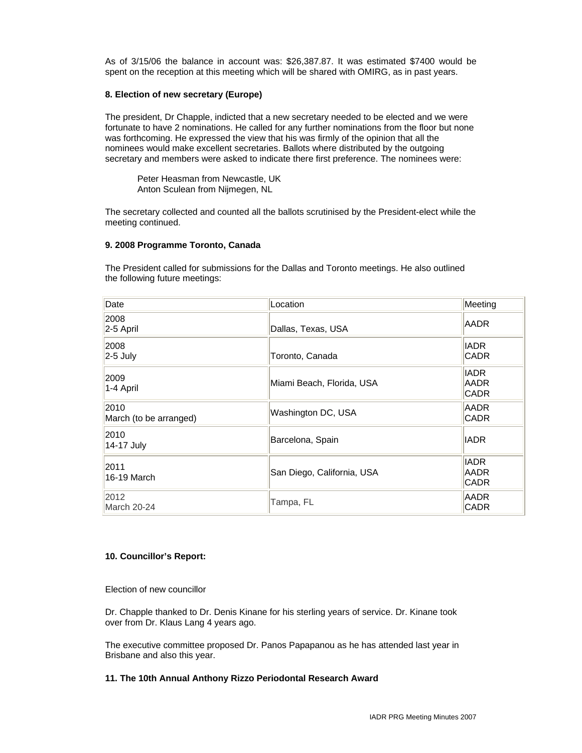As of 3/15/06 the balance in account was: $26,387.87. It was estimated $7400 would be spent on the reception at this meeting which will be shared with OMIRG, as in past years.

**8. Election of new secretary (Europe)**

The president, Dr Chapple, indicted that a new secretary needed to be elected and we were fortunate to have 2 nominations. He called for any further nominations from the floor but none was forthcoming. He expressed the view that his was firmly of the opinion that all the nominees would make excellent secretaries. Ballots where distributed by the outgoing secretary and members were asked to indicate there first preference. The nominees were:

Peter Heasman from Newcastle, UK
Anton Sculean from Nijmegen, NL

The secretary collected and counted all the ballots scrutinised by the President-elect while the meeting continued.

**9. 2008 Programme Toronto, Canada**

The President called for submissions for the Dallas and Toronto meetings. He also outlined the following future meetings:

| Date | Location | Meeting |
|---|---|---|
| 2008<br>2-5 April | Dallas, Texas, USA | AADR |
| 2008<br>2-5 July | Toronto, Canada | IADR<br>CADR |
| 2009<br>1-4 April | Miami Beach, Florida, USA | IADR<br>AADR<br>CADR |
| 2010<br>March (to be arranged) | Washington DC, USA | AADR<br>CADR |
| 2010<br>14-17 July | Barcelona, Spain | IADR |
| 2011<br>16-19 March | San Diego, California, USA | IADR<br>AADR<br>CADR |
| 2012<br>March 20-24 | Tampa, FL | AADR<br>CADR |

**10. Councillor's Report:**

Election of new councillor

Dr. Chapple thanked to Dr. Denis Kinane for his sterling years of service. Dr. Kinane took over from Dr. Klaus Lang 4 years ago.

The executive committee proposed Dr. Panos Papapanou as he has attended last year in Brisbane and also this year.

**11. The 10th Annual Anthony Rizzo Periodontal Research Award**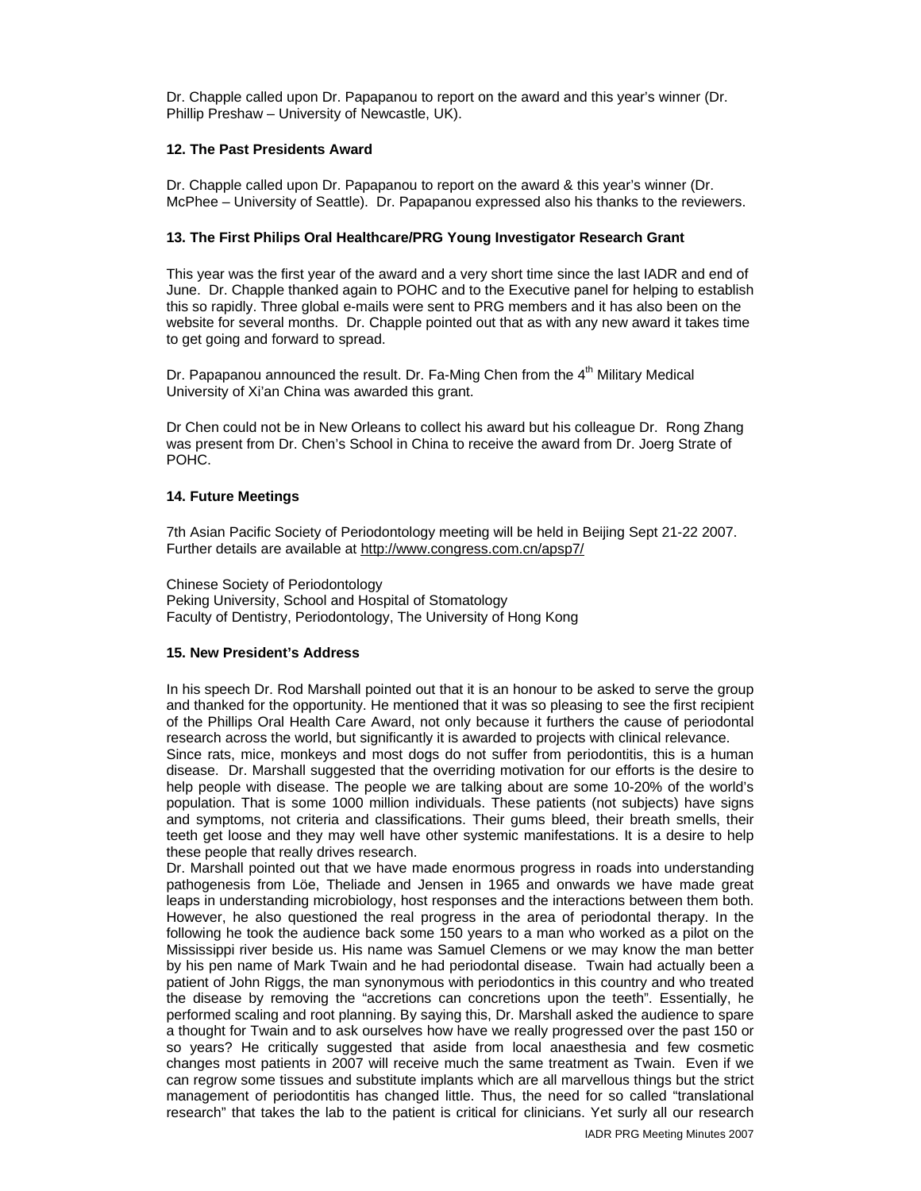Dr. Chapple called upon Dr. Papapanou to report on the award and this year's winner (Dr. Phillip Preshaw – University of Newcastle, UK).

**12. The Past Presidents Award**

Dr. Chapple called upon Dr. Papapanou to report on the award & this year's winner (Dr. McPhee – University of Seattle). Dr. Papapanou expressed also his thanks to the reviewers.

**13. The First Philips Oral Healthcare/PRG Young Investigator Research Grant**

This year was the first year of the award and a very short time since the last IADR and end of June. Dr. Chapple thanked again to POHC and to the Executive panel for helping to establish this so rapidly. Three global e-mails were sent to PRG members and it has also been on the website for several months. Dr. Chapple pointed out that as with any new award it takes time to get going and forward to spread.

Dr. Papapanou announced the result. Dr. Fa-Ming Chen from the 4th Military Medical University of Xi'an China was awarded this grant.

Dr Chen could not be in New Orleans to collect his award but his colleague Dr. Rong Zhang was present from Dr. Chen's School in China to receive the award from Dr. Joerg Strate of POHC.

**14. Future Meetings**

7th Asian Pacific Society of Periodontology meeting will be held in Beijing Sept 21-22 2007. Further details are available at http://www.congress.com.cn/apsp7/

Chinese Society of Periodontology
Peking University, School and Hospital of Stomatology
Faculty of Dentistry, Periodontology, The University of Hong Kong

**15. New President's Address**

In his speech Dr. Rod Marshall pointed out that it is an honour to be asked to serve the group and thanked for the opportunity. He mentioned that it was so pleasing to see the first recipient of the Phillips Oral Health Care Award, not only because it furthers the cause of periodontal research across the world, but significantly it is awarded to projects with clinical relevance.
Since rats, mice, monkeys and most dogs do not suffer from periodontitis, this is a human disease. Dr. Marshall suggested that the overriding motivation for our efforts is the desire to help people with disease. The people we are talking about are some 10-20% of the world's population. That is some 1000 million individuals. These patients (not subjects) have signs and symptoms, not criteria and classifications. Their gums bleed, their breath smells, their teeth get loose and they may well have other systemic manifestations. It is a desire to help these people that really drives research.
Dr. Marshall pointed out that we have made enormous progress in roads into understanding pathogenesis from Löe, Theliade and Jensen in 1965 and onwards we have made great leaps in understanding microbiology, host responses and the interactions between them both. However, he also questioned the real progress in the area of periodontal therapy. In the following he took the audience back some 150 years to a man who worked as a pilot on the Mississippi river beside us. His name was Samuel Clemens or we may know the man better by his pen name of Mark Twain and he had periodontal disease. Twain had actually been a patient of John Riggs, the man synonymous with periodontics in this country and who treated the disease by removing the "accretions can concretions upon the teeth". Essentially, he performed scaling and root planning. By saying this, Dr. Marshall asked the audience to spare a thought for Twain and to ask ourselves how have we really progressed over the past 150 or so years? He critically suggested that aside from local anaesthesia and few cosmetic changes most patients in 2007 will receive much the same treatment as Twain. Even if we can regrow some tissues and substitute implants which are all marvellous things but the strict management of periodontitis has changed little. Thus, the need for so called "translational research" that takes the lab to the patient is critical for clinicians. Yet surly all our research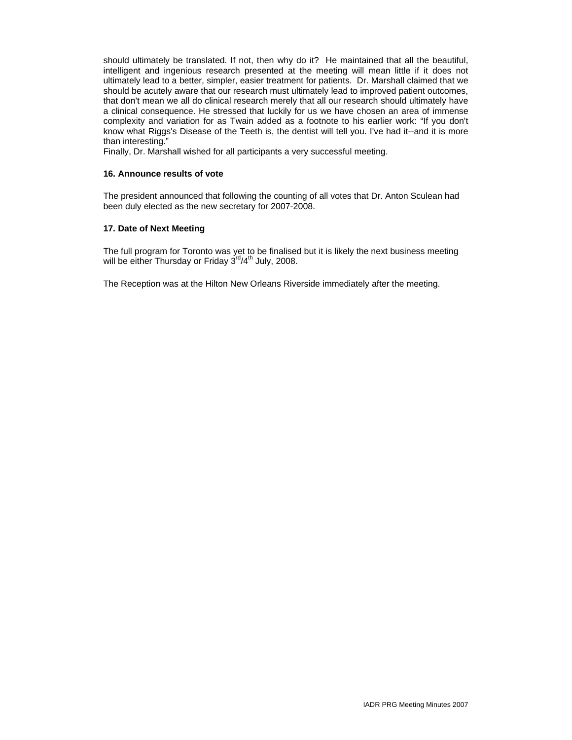should ultimately be translated. If not, then why do it? He maintained that all the beautiful, intelligent and ingenious research presented at the meeting will mean little if it does not ultimately lead to a better, simpler, easier treatment for patients. Dr. Marshall claimed that we should be acutely aware that our research must ultimately lead to improved patient outcomes, that don't mean we all do clinical research merely that all our research should ultimately have a clinical consequence. He stressed that luckily for us we have chosen an area of immense complexity and variation for as Twain added as a footnote to his earlier work: "If you don't know what Riggs's Disease of the Teeth is, the dentist will tell you. I've had it--and it is more than interesting."
Finally, Dr. Marshall wished for all participants a very successful meeting.

**16. Announce results of vote**

The president announced that following the counting of all votes that Dr. Anton Sculean had been duly elected as the new secretary for 2007-2008.

**17. Date of Next Meeting**

The full program for Toronto was yet to be finalised but it is likely the next business meeting will be either Thursday or Friday 3rd/4th July, 2008.

The Reception was at the Hilton New Orleans Riverside immediately after the meeting.